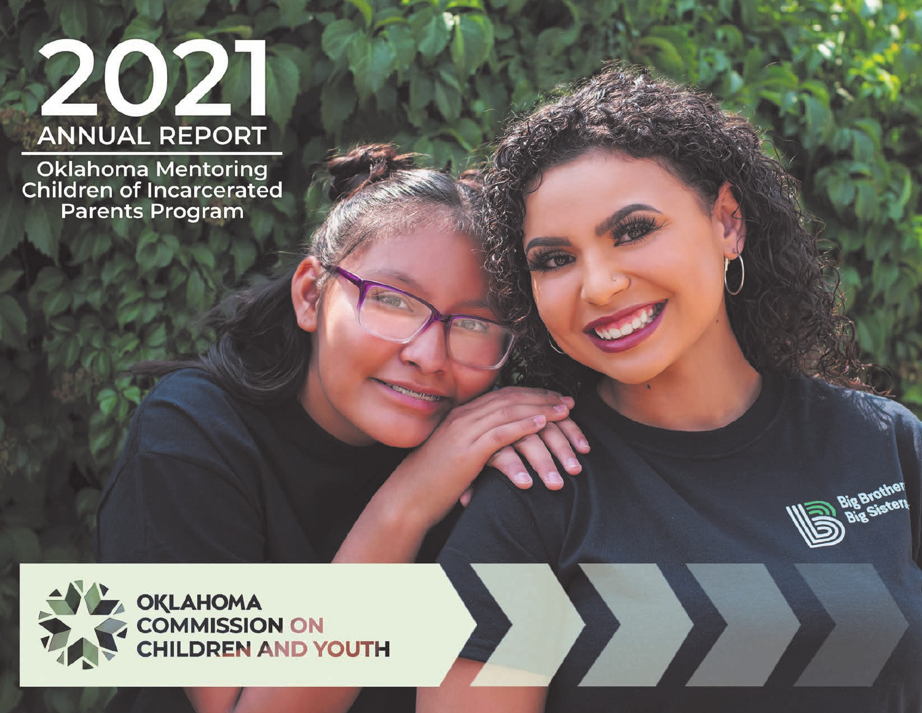# 2021 ANNUAL REPORT

## Oklahoma Mentoring Children of Incarcerated Parents Program

OKLAHOMA COMMISSION ON CHILDREN AND YOUTH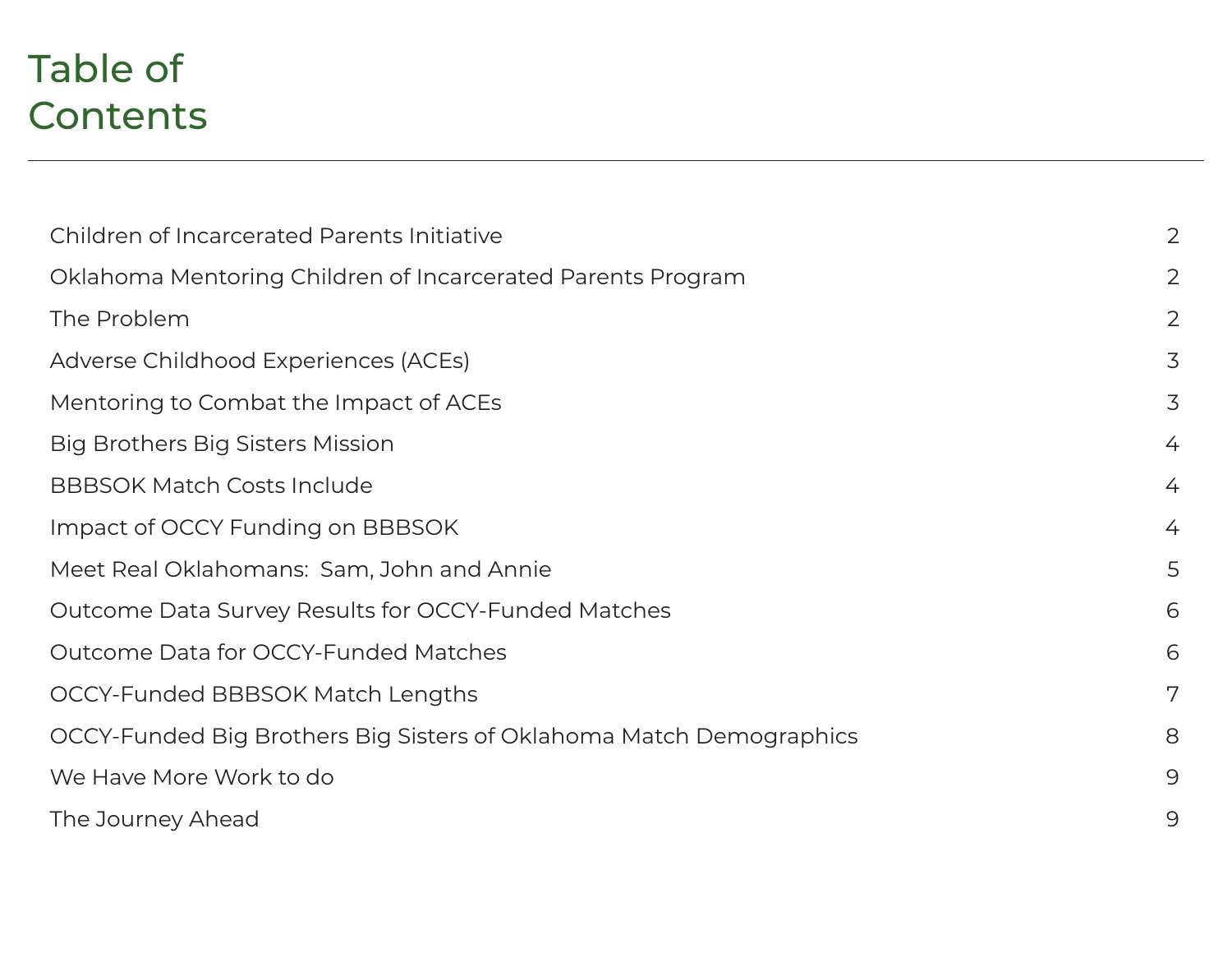# Table of Contents

| | |
|---|---|
| Children of Incarcerated Parents Initiative | 2 |
| Oklahoma Mentoring Children of Incarcerated Parents Program | 2 |
| The Problem | 2 |
| Adverse Childhood Experiences (ACEs) | 3 |
| Mentoring to Combat the Impact of ACEs | 3 |
| Big Brothers Big Sisters Mission | 4 |
| BBBSOK Match Costs Include | 4 |
| Impact of OCCY Funding on BBBSOK | 4 |
| Meet Real Oklahomans:  Sam, John and Annie | 5 |
| Outcome Data Survey Results for OCCY-Funded Matches | 6 |
| Outcome Data for OCCY-Funded Matches | 6 |
| OCCY-Funded BBBSOK Match Lengths | 7 |
| OCCY-Funded Big Brothers Big Sisters of Oklahoma Match Demographics | 8 |
| We Have More Work to do | 9 |
| The Journey Ahead | 9 |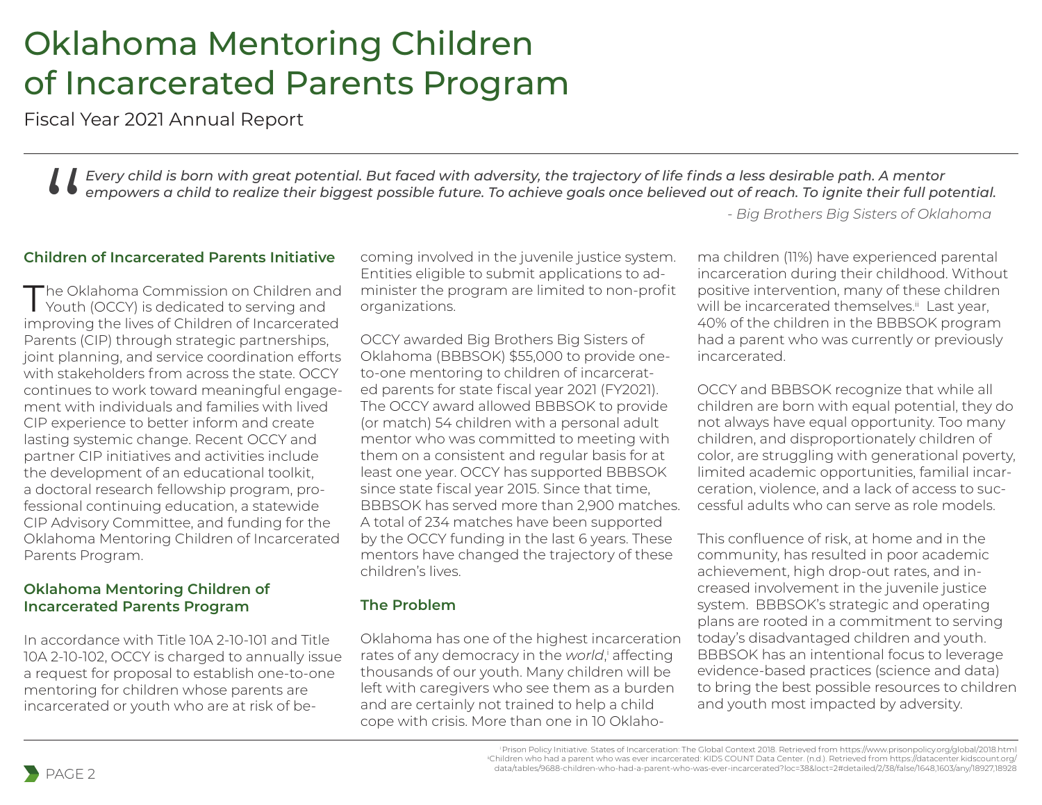# Oklahoma Mentoring Children of Incarcerated Parents Program

Fiscal Year 2021 Annual Report

> *Every child is born with great potential. But faced with adversity, the trajectory of life finds a less desirable path. A mentor empowers a child to realize their biggest possible future. To achieve goals once believed out of reach. To ignite their full potential.*
>
> *- Big Brothers Big Sisters of Oklahoma*

## Children of Incarcerated Parents Initiative

The Oklahoma Commission on Children and Youth (OCCY) is dedicated to serving and improving the lives of Children of Incarcerated Parents (CIP) through strategic partnerships, joint planning, and service coordination efforts with stakeholders from across the state. OCCY continues to work toward meaningful engagement with individuals and families with lived CIP experience to better inform and create lasting systemic change. Recent OCCY and partner CIP initiatives and activities include the development of an educational toolkit, a doctoral research fellowship program, professional continuing education, a statewide CIP Advisory Committee, and funding for the Oklahoma Mentoring Children of Incarcerated Parents Program.

## Oklahoma Mentoring Children of Incarcerated Parents Program

In accordance with Title 10A 2-10-101 and Title 10A 2-10-102, OCCY is charged to annually issue a request for proposal to establish one-to-one mentoring for children whose parents are incarcerated or youth who are at risk of becoming involved in the juvenile justice system. Entities eligible to submit applications to administer the program are limited to non-profit organizations.

OCCY awarded Big Brothers Big Sisters of Oklahoma (BBBSOK) $55,000 to provide one-to-one mentoring to children of incarcerated parents for state fiscal year 2021 (FY2021). The OCCY award allowed BBBSOK to provide (or match) 54 children with a personal adult mentor who was committed to meeting with them on a consistent and regular basis for at least one year. OCCY has supported BBBSOK since state fiscal year 2015. Since that time, BBBSOK has served more than 2,900 matches. A total of 234 matches have been supported by the OCCY funding in the last 6 years. These mentors have changed the trajectory of these children's lives.

## The Problem

Oklahoma has one of the highest incarceration rates of any democracy in the *world*,[i] affecting thousands of our youth. Many children will be left with caregivers who see them as a burden and are certainly not trained to help a child cope with crisis. More than one in 10 Oklahoma children (11%) have experienced parental incarceration during their childhood. Without positive intervention, many of these children will be incarcerated themselves.[ii] Last year, 40% of the children in the BBBSOK program had a parent who was currently or previously incarcerated.

OCCY and BBBSOK recognize that while all children are born with equal potential, they do not always have equal opportunity. Too many children, and disproportionately children of color, are struggling with generational poverty, limited academic opportunities, familial incarceration, violence, and a lack of access to successful adults who can serve as role models.

This confluence of risk, at home and in the community, has resulted in poor academic achievement, high drop-out rates, and increased involvement in the juvenile justice system. BBBSOK's strategic and operating plans are rooted in a commitment to serving today's disadvantaged children and youth. BBBSOK has an intentional focus to leverage evidence-based practices (science and data) to bring the best possible resources to children and youth most impacted by adversity.

---

[i] Prison Policy Initiative. States of Incarceration: The Global Context 2018. Retrieved from https://www.prisonpolicy.org/global/2018.html

[ii] Children who had a parent who was ever incarcerated: KIDS COUNT Data Center. (n.d.). Retrieved from https://datacenter.kidscount.org/data/tables/9688-children-who-had-a-parent-who-was-ever-incarcerated?loc=38&loct=2#detailed/2/38/false/1648,1603/any/18927,18928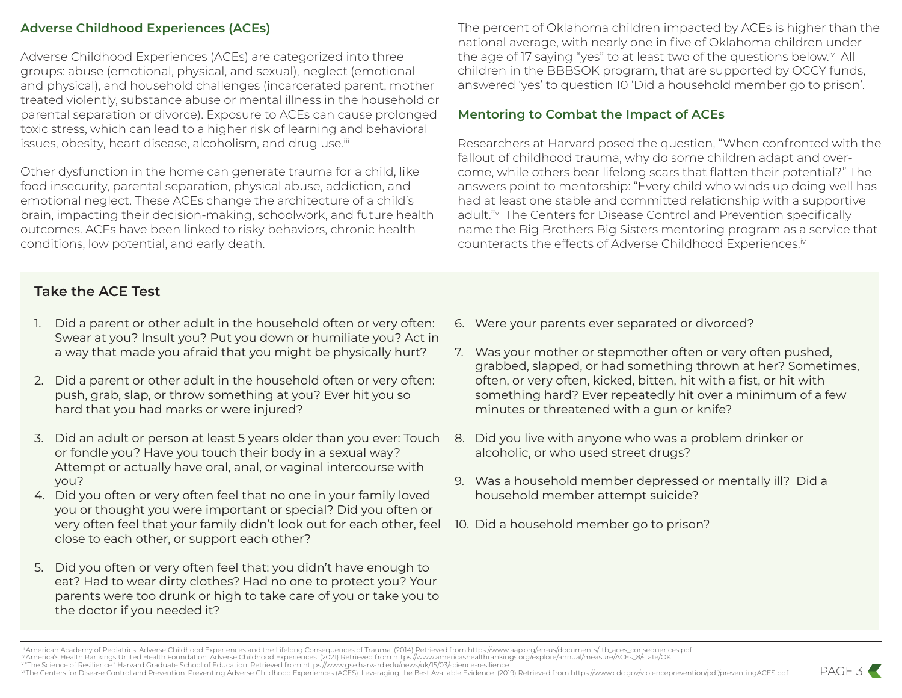## Adverse Childhood Experiences (ACEs)

Adverse Childhood Experiences (ACEs) are categorized into three groups: abuse (emotional, physical, and sexual), neglect (emotional and physical), and household challenges (incarcerated parent, mother treated violently, substance abuse or mental illness in the household or parental separation or divorce). Exposure to ACEs can cause prolonged toxic stress, which can lead to a higher risk of learning and behavioral issues, obesity, heart disease, alcoholism, and drug use.[iii]

Other dysfunction in the home can generate trauma for a child, like food insecurity, parental separation, physical abuse, addiction, and emotional neglect. These ACEs change the architecture of a child's brain, impacting their decision-making, schoolwork, and future health outcomes. ACEs have been linked to risky behaviors, chronic health conditions, low potential, and early death.

The percent of Oklahoma children impacted by ACEs is higher than the national average, with nearly one in five of Oklahoma children under the age of 17 saying "yes" to at least two of the questions below.[iv] All children in the BBBSOK program, that are supported by OCCY funds, answered 'yes' to question 10 'Did a household member go to prison'.

## Mentoring to Combat the Impact of ACEs

Researchers at Harvard posed the question, "When confronted with the fallout of childhood trauma, why do some children adapt and overcome, while others bear lifelong scars that flatten their potential?" The answers point to mentorship: "Every child who winds up doing well has had at least one stable and committed relationship with a supportive adult."[v] The Centers for Disease Control and Prevention specifically name the Big Brothers Big Sisters mentoring program as a service that counteracts the effects of Adverse Childhood Experiences.[iv]

## Take the ACE Test

1. Did a parent or other adult in the household often or very often: Swear at you? Insult you? Put you down or humiliate you? Act in a way that made you afraid that you might be physically hurt?
2. Did a parent or other adult in the household often or very often: push, grab, slap, or throw something at you? Ever hit you so hard that you had marks or were injured?
3. Did an adult or person at least 5 years older than you ever: Touch or fondle you? Have you touch their body in a sexual way? Attempt or actually have oral, anal, or vaginal intercourse with you?
4. Did you often or very often feel that no one in your family loved you or thought you were important or special? Did you often or very often feel that your family didn't look out for each other, feel close to each other, or support each other?
5. Did you often or very often feel that: you didn't have enough to eat? Had to wear dirty clothes? Had no one to protect you? Your parents were too drunk or high to take care of you or take you to the doctor if you needed it?
6. Were your parents ever separated or divorced?
7. Was your mother or stepmother often or very often pushed, grabbed, slapped, or had something thrown at her? Sometimes, often, or very often, kicked, bitten, hit with a fist, or hit with something hard? Ever repeatedly hit over a minimum of a few minutes or threatened with a gun or knife?
8. Did you live with anyone who was a problem drinker or alcoholic, or who used street drugs?
9. Was a household member depressed or mentally ill? Did a household member attempt suicide?
10. Did a household member go to prison?

---

[iii] American Academy of Pediatrics. Adverse Childhood Experiences and the Lifelong Consequences of Trauma. (2014) Retrieved from https://www.aap.org/en-us/documents/ttb_aces_consequences.pdf
[iv] America's Health Rankings United Health Foundation. Adverse Childhood Experiences. (2021) Retrieved from https://www.americashealthrankings.org/explore/annual/measure/ACEs_8/state/OK
[v] "The Science of Resilience." Harvard Graduate School of Education. Retrieved from https://www.gse.harvard.edu/news/uk/15/03/science-resilience
[vi] The Centers for Disease Control and Prevention. Preventing Adverse Childhood Experiences (ACES): Leveraging the Best Available Evidence. (2019) Retrieved from https://www.cdc.gov/violenceprevention/pdf/preventingACES.pdf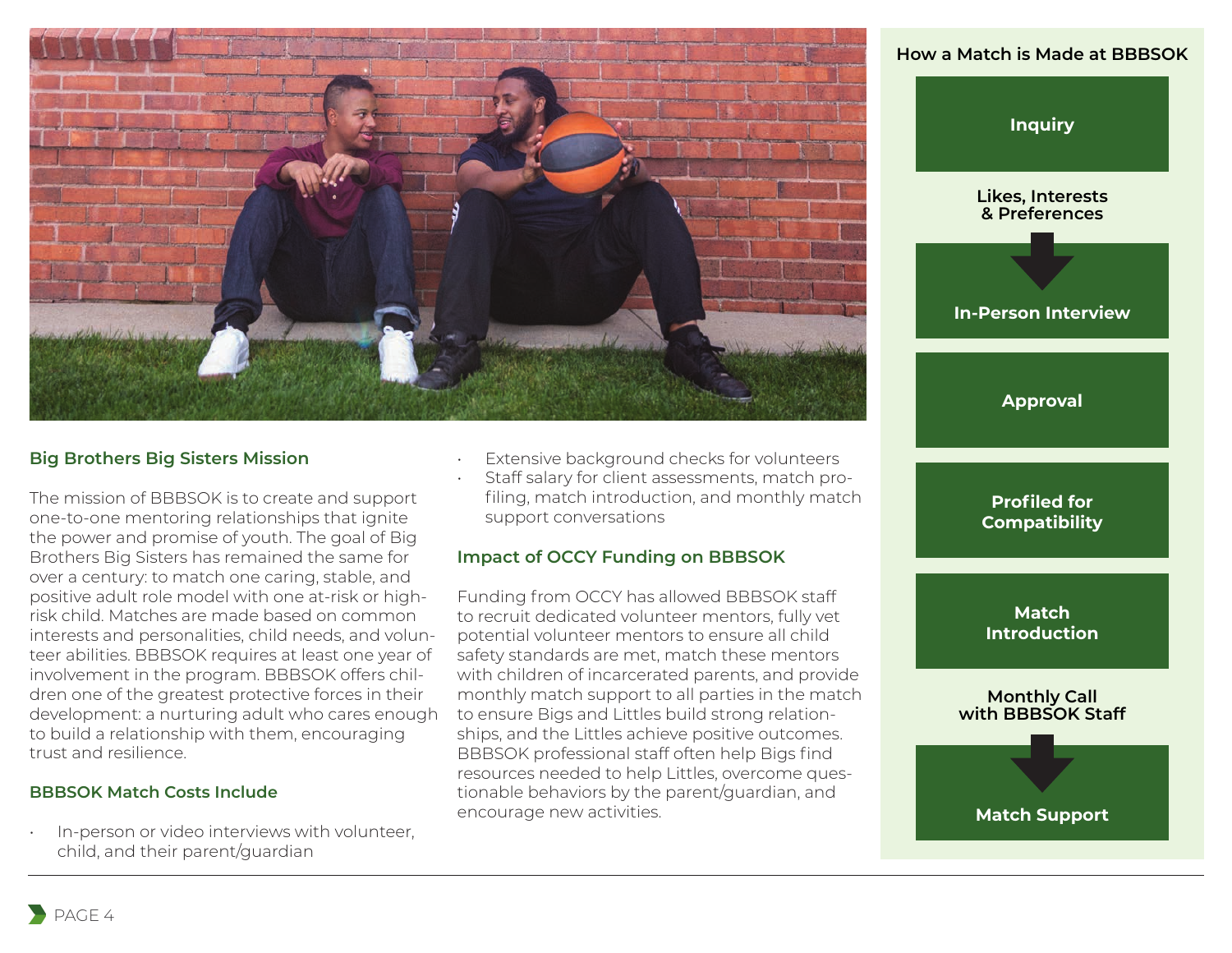## Big Brothers Big Sisters Mission

The mission of BBBSOK is to create and support one-to-one mentoring relationships that ignite the power and promise of youth. The goal of Big Brothers Big Sisters has remained the same for over a century: to match one caring, stable, and positive adult role model with one at-risk or high-risk child. Matches are made based on common interests and personalities, child needs, and volunteer abilities. BBBSOK requires at least one year of involvement in the program. BBBSOK offers children one of the greatest protective forces in their development: a nurturing adult who cares enough to build a relationship with them, encouraging trust and resilience.

## BBBSOK Match Costs Include

- In-person or video interviews with volunteer, child, and their parent/guardian
- Extensive background checks for volunteers
- Staff salary for client assessments, match profiling, match introduction, and monthly match support conversations

## Impact of OCCY Funding on BBBSOK

Funding from OCCY has allowed BBBSOK staff to recruit dedicated volunteer mentors, fully vet potential volunteer mentors to ensure all child safety standards are met, match these mentors with children of incarcerated parents, and provide monthly match support to all parties in the match to ensure Bigs and Littles build strong relationships, and the Littles achieve positive outcomes. BBBSOK professional staff often help Bigs find resources needed to help Littles, overcome questionable behaviors by the parent/guardian, and encourage new activities.

## How a Match is Made at BBBSOK

- **Inquiry**
- Likes, Interests & Preferences
- **In-Person Interview**
- **Approval**
- **Profiled for Compatibility**
- **Match Introduction**
- Monthly Call with BBBSOK Staff
- **Match Support**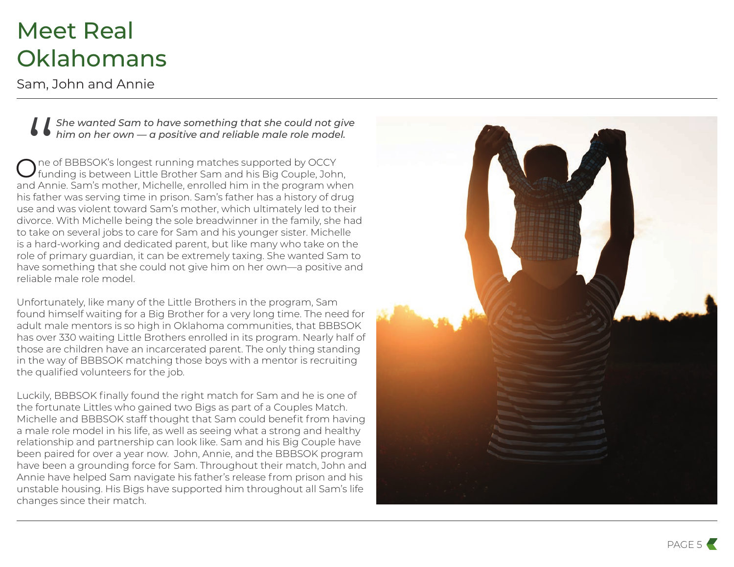# Meet Real Oklahomans

Sam, John and Annie

> *She wanted Sam to have something that she could not give him on her own — a positive and reliable male role model.*

One of BBBSOK's longest running matches supported by OCCY funding is between Little Brother Sam and his Big Couple, John, and Annie. Sam's mother, Michelle, enrolled him in the program when his father was serving time in prison. Sam's father has a history of drug use and was violent toward Sam's mother, which ultimately led to their divorce. With Michelle being the sole breadwinner in the family, she had to take on several jobs to care for Sam and his younger sister. Michelle is a hard-working and dedicated parent, but like many who take on the role of primary guardian, it can be extremely taxing. She wanted Sam to have something that she could not give him on her own—a positive and reliable male role model.

Unfortunately, like many of the Little Brothers in the program, Sam found himself waiting for a Big Brother for a very long time. The need for adult male mentors is so high in Oklahoma communities, that BBBSOK has over 330 waiting Little Brothers enrolled in its program. Nearly half of those are children have an incarcerated parent. The only thing standing in the way of BBBSOK matching those boys with a mentor is recruiting the qualified volunteers for the job.

Luckily, BBBSOK finally found the right match for Sam and he is one of the fortunate Littles who gained two Bigs as part of a Couples Match. Michelle and BBBSOK staff thought that Sam could benefit from having a male role model in his life, as well as seeing what a strong and healthy relationship and partnership can look like. Sam and his Big Couple have been paired for over a year now. John, Annie, and the BBBSOK program have been a grounding force for Sam. Throughout their match, John and Annie have helped Sam navigate his father's release from prison and his unstable housing. His Bigs have supported him throughout all Sam's life changes since their match.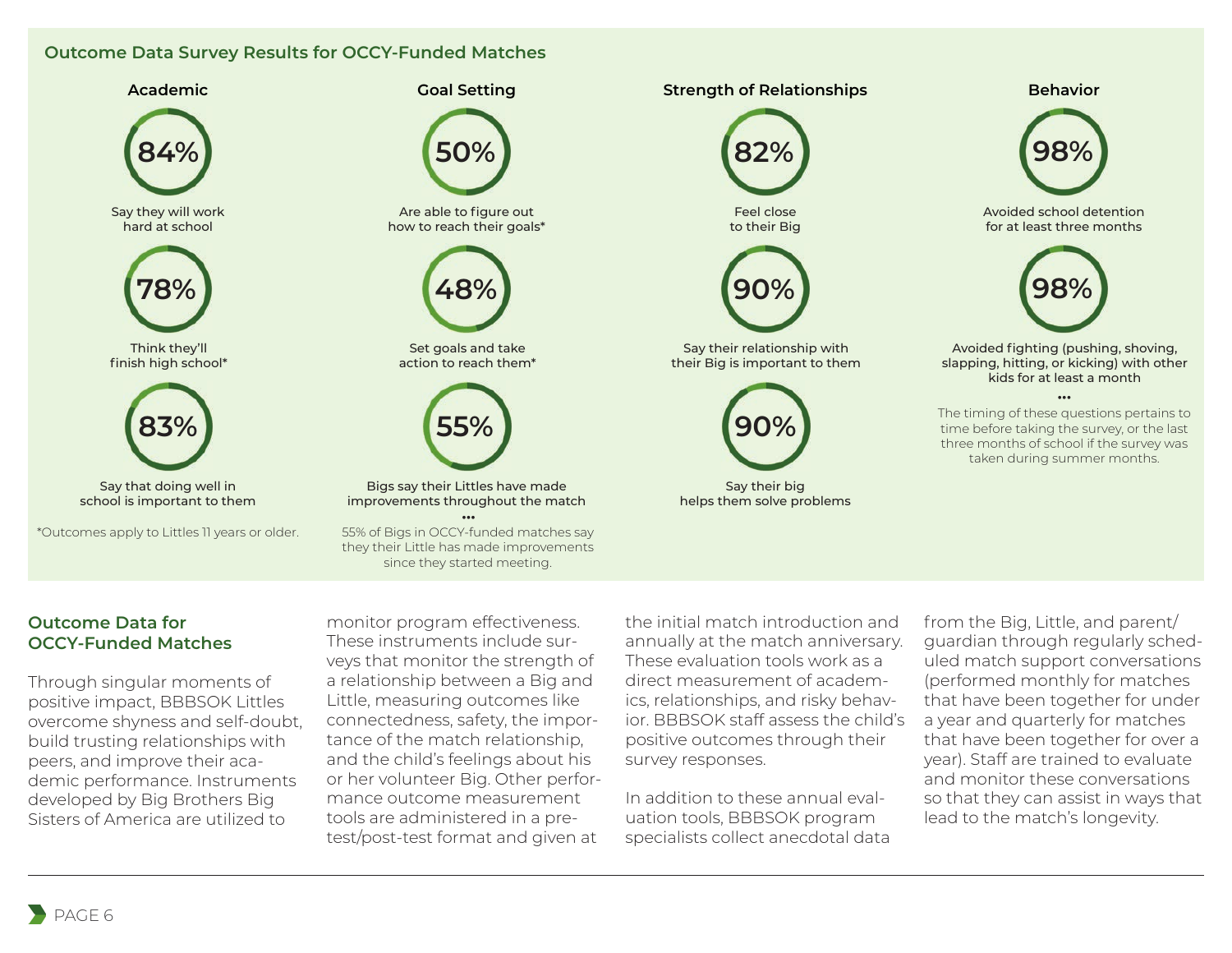## Outcome Data Survey Results for OCCY-Funded Matches

### Academic

**84%**
Say they will work hard at school

**78%**
Think they'll finish high school*

**83%**
Say that doing well in school is important to them

*Outcomes apply to Littles 11 years or older.

### Goal Setting

**50%**
Are able to figure out how to reach their goals*

**48%**
Set goals and take action to reach them*

**55%**
Bigs say their Littles have made improvements throughout the match

•••

55% of Bigs in OCCY-funded matches say they their Little has made improvements since they started meeting.

### Strength of Relationships

**82%**
Feel close to their Big

**90%**
Say their relationship with their Big is important to them

**90%**
Say their big helps them solve problems

### Behavior

**98%**
Avoided school detention for at least three months

**98%**
Avoided fighting (pushing, shoving, slapping, hitting, or kicking) with other kids for at least a month

•••

The timing of these questions pertains to time before taking the survey, or the last three months of school if the survey was taken during summer months.

## Outcome Data for OCCY-Funded Matches

Through singular moments of positive impact, BBBSOK Littles overcome shyness and self-doubt, build trusting relationships with peers, and improve their academic performance. Instruments developed by Big Brothers Big Sisters of America are utilized to monitor program effectiveness. These instruments include surveys that monitor the strength of a relationship between a Big and Little, measuring outcomes like connectedness, safety, the importance of the match relationship, and the child's feelings about his or her volunteer Big. Other performance outcome measurement tools are administered in a pre-test/post-test format and given at the initial match introduction and annually at the match anniversary. These evaluation tools work as a direct measurement of academics, relationships, and risky behavior. BBBSOK staff assess the child's positive outcomes through their survey responses.

In addition to these annual evaluation tools, BBBSOK program specialists collect anecdotal data from the Big, Little, and parent/guardian through regularly scheduled match support conversations (performed monthly for matches that have been together for under a year and quarterly for matches that have been together for over a year). Staff are trained to evaluate and monitor these conversations so that they can assist in ways that lead to the match's longevity.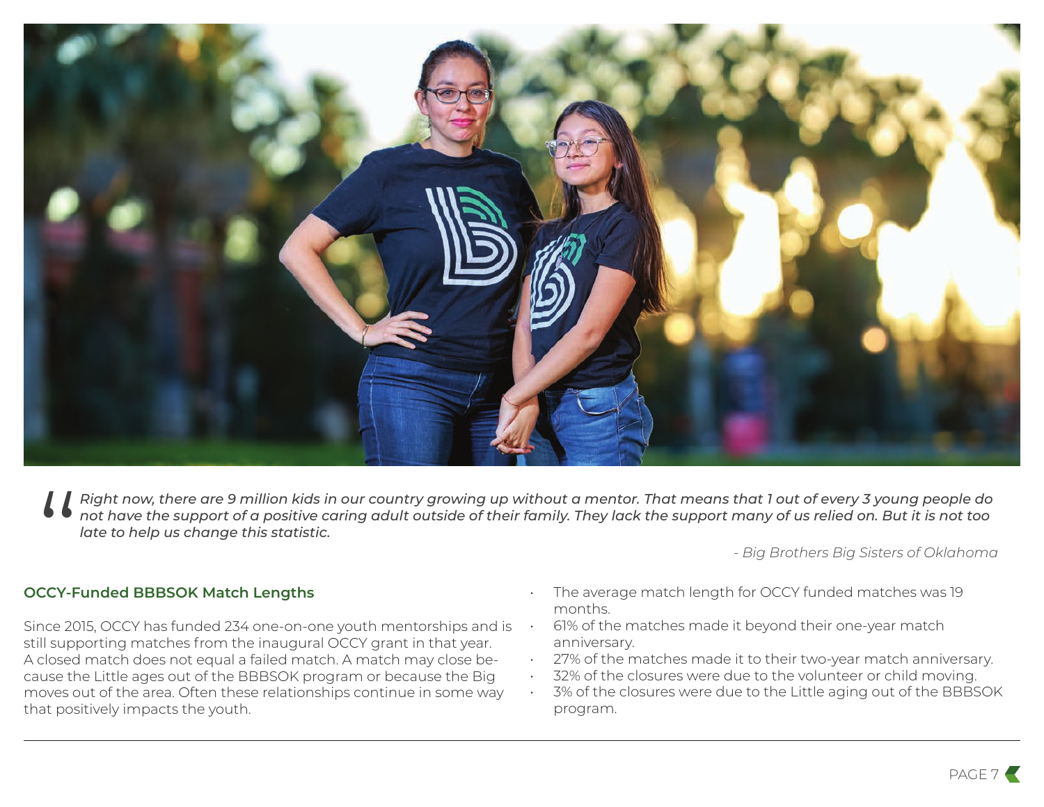> *Right now, there are 9 million kids in our country growing up without a mentor. That means that 1 out of every 3 young people do not have the support of a positive caring adult outside of their family. They lack the support many of us relied on. But it is not too late to help us change this statistic.*
>
> *- Big Brothers Big Sisters of Oklahoma*

### OCCY-Funded BBBSOK Match Lengths

Since 2015, OCCY has funded 234 one-on-one youth mentorships and is still supporting matches from the inaugural OCCY grant in that year. A closed match does not equal a failed match. A match may close because the Little ages out of the BBBSOK program or because the Big moves out of the area. Often these relationships continue in some way that positively impacts the youth.

- The average match length for OCCY funded matches was 19 months.
- 61% of the matches made it beyond their one-year match anniversary.
- 27% of the matches made it to their two-year match anniversary.
- 32% of the closures were due to the volunteer or child moving.
- 3% of the closures were due to the Little aging out of the BBBSOK program.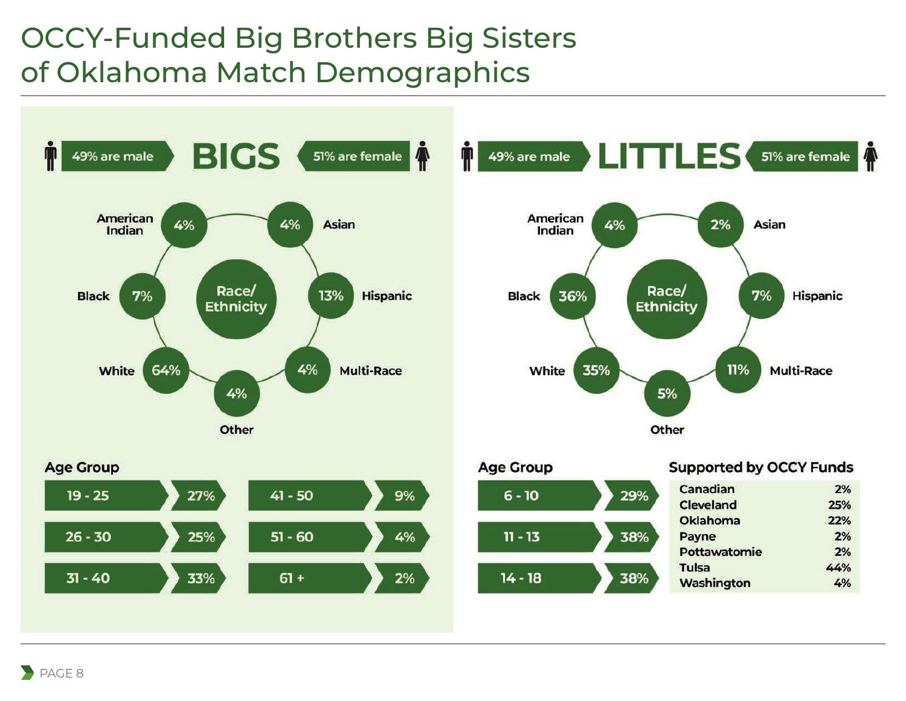# OCCY-Funded Big Brothers Big Sisters of Oklahoma Match Demographics

## BIGS

49% are male | 51% are female

### Race/Ethnicity

| Race/Ethnicity | Percent |
| --- | --- |
| American Indian | 4% |
| Asian | 4% |
| Black | 7% |
| Hispanic | 13% |
| White | 64% |
| Multi-Race | 4% |
| Other | 4% |

### Age Group

| Age Group | Percent |
| --- | --- |
| 19 - 25 | 27% |
| 26 - 30 | 25% |
| 31 - 40 | 33% |
| 41 - 50 | 9% |
| 51 - 60 | 4% |
| 61 + | 2% |

## LITTLES

49% are male | 51% are female

### Race/Ethnicity

| Race/Ethnicity | Percent |
| --- | --- |
| American Indian | 4% |
| Asian | 2% |
| Black | 36% |
| Hispanic | 7% |
| White | 35% |
| Multi-Race | 11% |
| Other | 5% |

### Age Group

| Age Group | Percent |
| --- | --- |
| 6 - 10 | 29% |
| 11 - 13 | 38% |
| 14 - 18 | 38% |

### Supported by OCCY Funds

| County | Percent |
| --- | --- |
| Canadian | 2% |
| Cleveland | 25% |
| Oklahoma | 22% |
| Payne | 2% |
| Pottawatomie | 2% |
| Tulsa | 44% |
| Washington | 4% |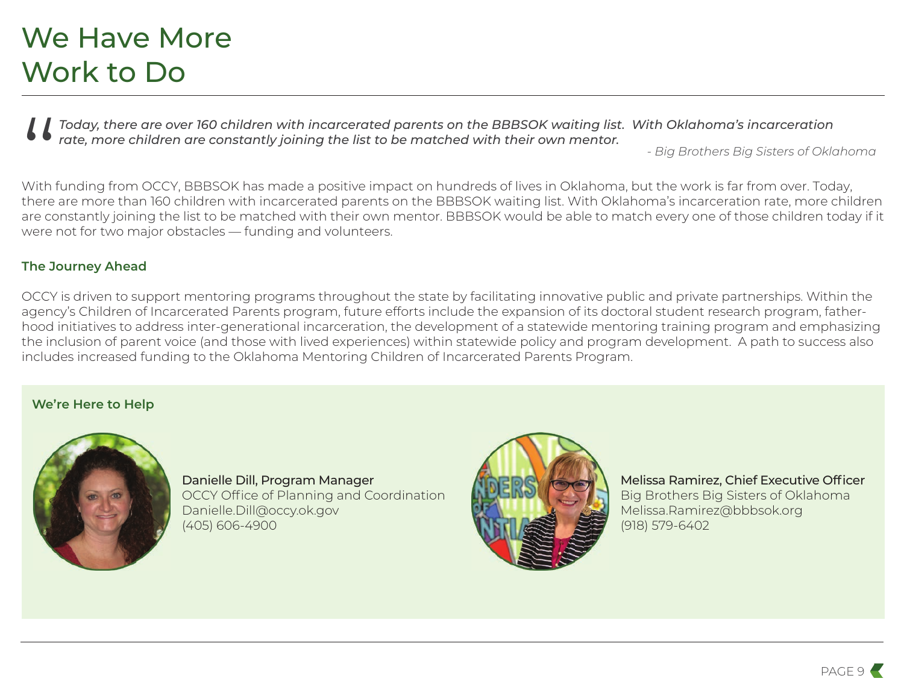# We Have More Work to Do

> *Today, there are over 160 children with incarcerated parents on the BBBSOK waiting list. With Oklahoma's incarceration rate, more children are constantly joining the list to be matched with their own mentor.*
>
> *- Big Brothers Big Sisters of Oklahoma*

With funding from OCCY, BBBSOK has made a positive impact on hundreds of lives in Oklahoma, but the work is far from over. Today, there are more than 160 children with incarcerated parents on the BBBSOK waiting list. With Oklahoma's incarceration rate, more children are constantly joining the list to be matched with their own mentor. BBBSOK would be able to match every one of those children today if it were not for two major obstacles — funding and volunteers.

### The Journey Ahead

OCCY is driven to support mentoring programs throughout the state by facilitating innovative public and private partnerships. Within the agency's Children of Incarcerated Parents program, future efforts include the expansion of its doctoral student research program, fatherhood initiatives to address inter-generational incarceration, the development of a statewide mentoring training program and emphasizing the inclusion of parent voice (and those with lived experiences) within statewide policy and program development. A path to success also includes increased funding to the Oklahoma Mentoring Children of Incarcerated Parents Program.

### We're Here to Help

Danielle Dill, Program Manager
OCCY Office of Planning and Coordination
Danielle.Dill@occy.ok.gov
(405) 606-4900

Melissa Ramirez, Chief Executive Officer
Big Brothers Big Sisters of Oklahoma
Melissa.Ramirez@bbbsok.org
(918) 579-6402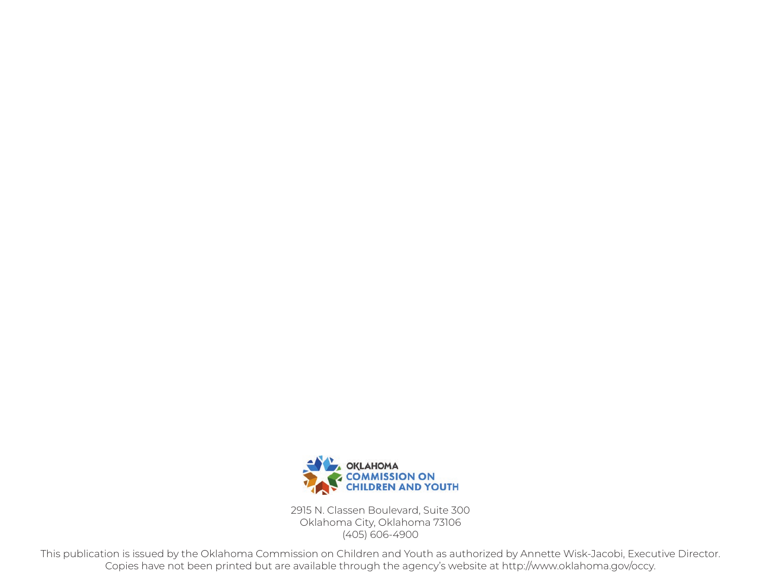OKLAHOMA
COMMISSION ON
CHILDREN AND YOUTH

2915 N. Classen Boulevard, Suite 300
Oklahoma City, Oklahoma 73106
(405) 606-4900

This publication is issued by the Oklahoma Commission on Children and Youth as authorized by Annette Wisk-Jacobi, Executive Director. Copies have not been printed but are available through the agency's website at http://www.oklahoma.gov/occy.